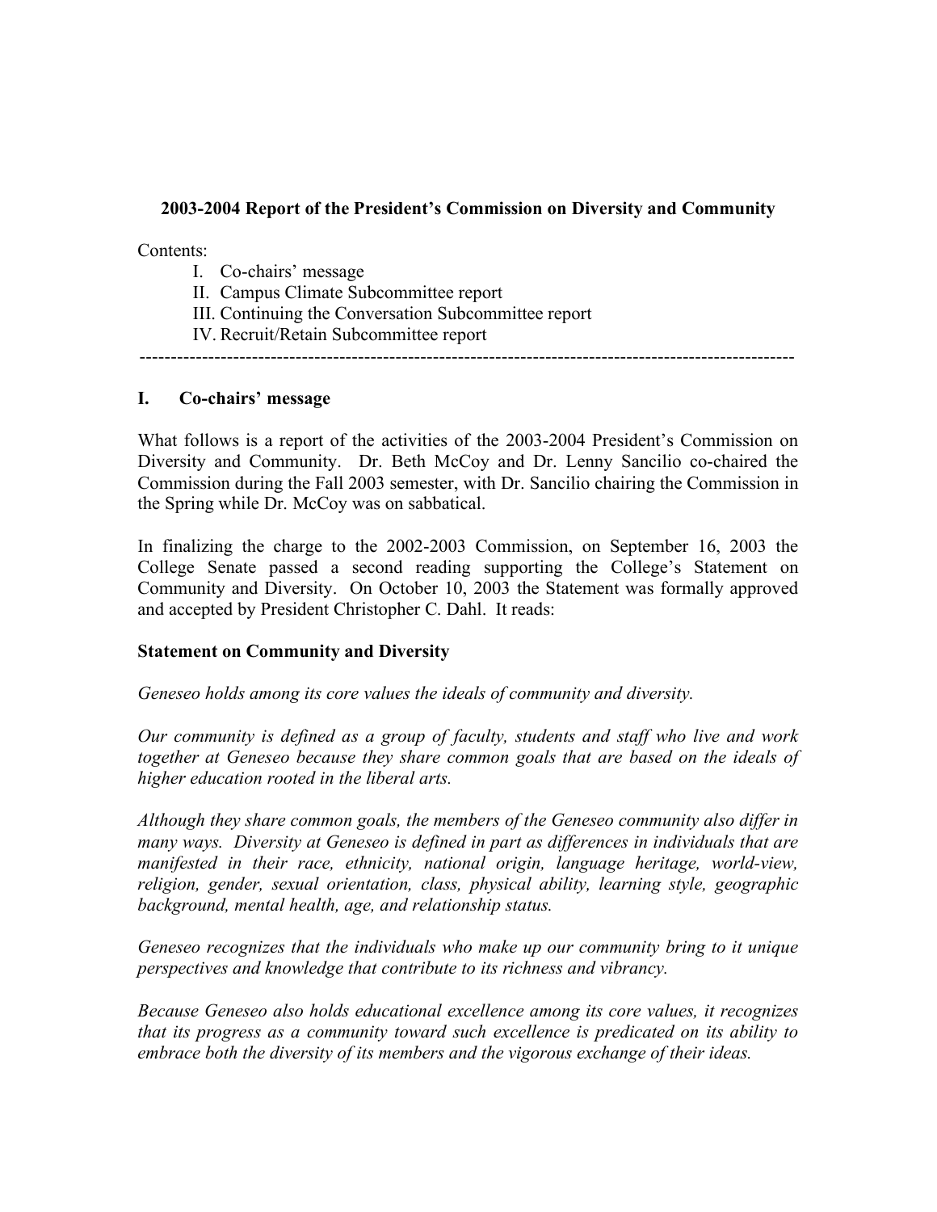# 2003-2004 Report of the President's Commission on Diversity and Community

Contents:

I. Co-chairs' message
II. Campus Climate Subcommittee report
III. Continuing the Conversation Subcommittee report
IV. Recruit/Retain Subcommittee report

---

## I. Co-chairs' message

What follows is a report of the activities of the 2003-2004 President's Commission on Diversity and Community. Dr. Beth McCoy and Dr. Lenny Sancilio co-chaired the Commission during the Fall 2003 semester, with Dr. Sancilio chairing the Commission in the Spring while Dr. McCoy was on sabbatical.

In finalizing the charge to the 2002-2003 Commission, on September 16, 2003 the College Senate passed a second reading supporting the College's Statement on Community and Diversity. On October 10, 2003 the Statement was formally approved and accepted by President Christopher C. Dahl. It reads:

**Statement on Community and Diversity**

*Geneseo holds among its core values the ideals of community and diversity.*

*Our community is defined as a group of faculty, students and staff who live and work together at Geneseo because they share common goals that are based on the ideals of higher education rooted in the liberal arts.*

*Although they share common goals, the members of the Geneseo community also differ in many ways. Diversity at Geneseo is defined in part as differences in individuals that are manifested in their race, ethnicity, national origin, language heritage, world-view, religion, gender, sexual orientation, class, physical ability, learning style, geographic background, mental health, age, and relationship status.*

*Geneseo recognizes that the individuals who make up our community bring to it unique perspectives and knowledge that contribute to its richness and vibrancy.*

*Because Geneseo also holds educational excellence among its core values, it recognizes that its progress as a community toward such excellence is predicated on its ability to embrace both the diversity of its members and the vigorous exchange of their ideas.*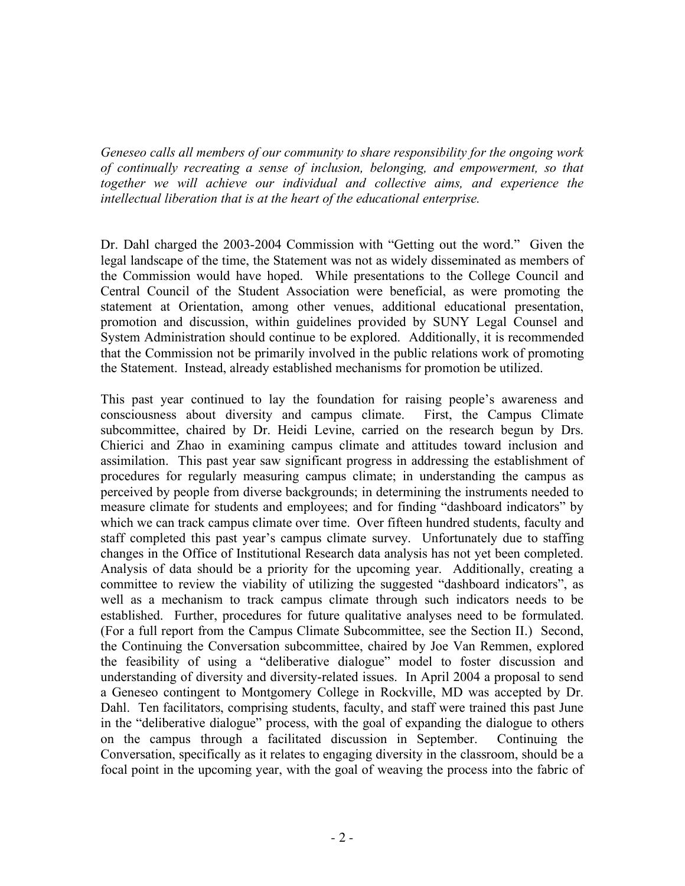*Geneseo calls all members of our community to share responsibility for the ongoing work of continually recreating a sense of inclusion, belonging, and empowerment, so that together we will achieve our individual and collective aims, and experience the intellectual liberation that is at the heart of the educational enterprise.*

Dr. Dahl charged the 2003-2004 Commission with "Getting out the word." Given the legal landscape of the time, the Statement was not as widely disseminated as members of the Commission would have hoped. While presentations to the College Council and Central Council of the Student Association were beneficial, as were promoting the statement at Orientation, among other venues, additional educational presentation, promotion and discussion, within guidelines provided by SUNY Legal Counsel and System Administration should continue to be explored. Additionally, it is recommended that the Commission not be primarily involved in the public relations work of promoting the Statement. Instead, already established mechanisms for promotion be utilized.

This past year continued to lay the foundation for raising people's awareness and consciousness about diversity and campus climate. First, the Campus Climate subcommittee, chaired by Dr. Heidi Levine, carried on the research begun by Drs. Chierici and Zhao in examining campus climate and attitudes toward inclusion and assimilation. This past year saw significant progress in addressing the establishment of procedures for regularly measuring campus climate; in understanding the campus as perceived by people from diverse backgrounds; in determining the instruments needed to measure climate for students and employees; and for finding "dashboard indicators" by which we can track campus climate over time. Over fifteen hundred students, faculty and staff completed this past year's campus climate survey. Unfortunately due to staffing changes in the Office of Institutional Research data analysis has not yet been completed. Analysis of data should be a priority for the upcoming year. Additionally, creating a committee to review the viability of utilizing the suggested "dashboard indicators", as well as a mechanism to track campus climate through such indicators needs to be established. Further, procedures for future qualitative analyses need to be formulated. (For a full report from the Campus Climate Subcommittee, see the Section II.) Second, the Continuing the Conversation subcommittee, chaired by Joe Van Remmen, explored the feasibility of using a "deliberative dialogue" model to foster discussion and understanding of diversity and diversity-related issues. In April 2004 a proposal to send a Geneseo contingent to Montgomery College in Rockville, MD was accepted by Dr. Dahl. Ten facilitators, comprising students, faculty, and staff were trained this past June in the "deliberative dialogue" process, with the goal of expanding the dialogue to others on the campus through a facilitated discussion in September. Continuing the Conversation, specifically as it relates to engaging diversity in the classroom, should be a focal point in the upcoming year, with the goal of weaving the process into the fabric of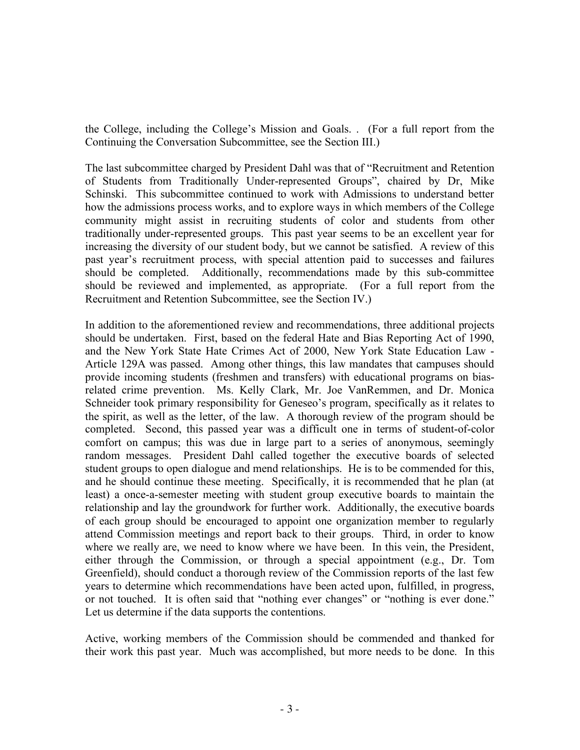the College, including the College's Mission and Goals. . (For a full report from the Continuing the Conversation Subcommittee, see the Section III.)

The last subcommittee charged by President Dahl was that of "Recruitment and Retention of Students from Traditionally Under-represented Groups", chaired by Dr, Mike Schinski. This subcommittee continued to work with Admissions to understand better how the admissions process works, and to explore ways in which members of the College community might assist in recruiting students of color and students from other traditionally under-represented groups. This past year seems to be an excellent year for increasing the diversity of our student body, but we cannot be satisfied. A review of this past year's recruitment process, with special attention paid to successes and failures should be completed. Additionally, recommendations made by this sub-committee should be reviewed and implemented, as appropriate. (For a full report from the Recruitment and Retention Subcommittee, see the Section IV.)

In addition to the aforementioned review and recommendations, three additional projects should be undertaken. First, based on the federal Hate and Bias Reporting Act of 1990, and the New York State Hate Crimes Act of 2000, New York State Education Law - Article 129A was passed. Among other things, this law mandates that campuses should provide incoming students (freshmen and transfers) with educational programs on bias-related crime prevention. Ms. Kelly Clark, Mr. Joe VanRemmen, and Dr. Monica Schneider took primary responsibility for Geneseo's program, specifically as it relates to the spirit, as well as the letter, of the law. A thorough review of the program should be completed. Second, this passed year was a difficult one in terms of student-of-color comfort on campus; this was due in large part to a series of anonymous, seemingly random messages. President Dahl called together the executive boards of selected student groups to open dialogue and mend relationships. He is to be commended for this, and he should continue these meeting. Specifically, it is recommended that he plan (at least) a once-a-semester meeting with student group executive boards to maintain the relationship and lay the groundwork for further work. Additionally, the executive boards of each group should be encouraged to appoint one organization member to regularly attend Commission meetings and report back to their groups. Third, in order to know where we really are, we need to know where we have been. In this vein, the President, either through the Commission, or through a special appointment (e.g., Dr. Tom Greenfield), should conduct a thorough review of the Commission reports of the last few years to determine which recommendations have been acted upon, fulfilled, in progress, or not touched. It is often said that "nothing ever changes" or "nothing is ever done." Let us determine if the data supports the contentions.

Active, working members of the Commission should be commended and thanked for their work this past year. Much was accomplished, but more needs to be done. In this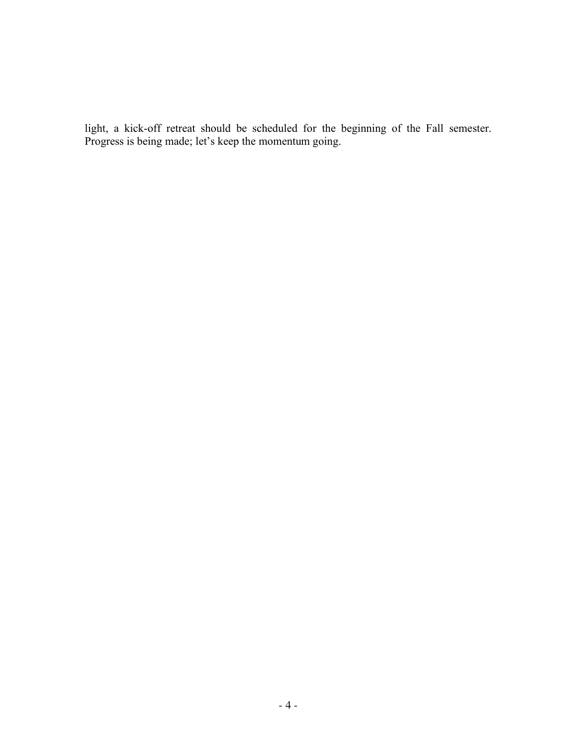light, a kick-off retreat should be scheduled for the beginning of the Fall semester. Progress is being made; let's keep the momentum going.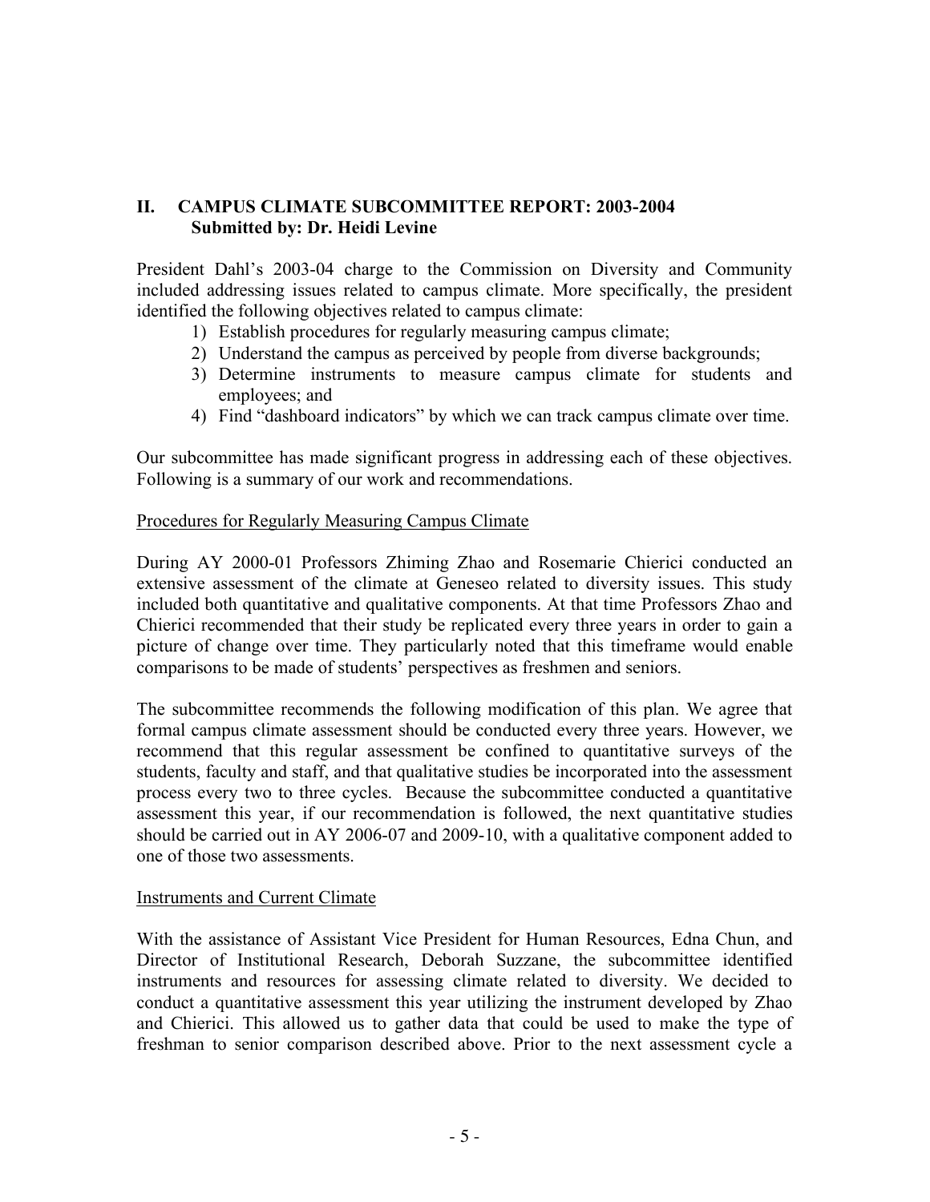## II. CAMPUS CLIMATE SUBCOMMITTEE REPORT: 2003-2004
**Submitted by: Dr. Heidi Levine**

President Dahl's 2003-04 charge to the Commission on Diversity and Community included addressing issues related to campus climate. More specifically, the president identified the following objectives related to campus climate:

1) Establish procedures for regularly measuring campus climate;
2) Understand the campus as perceived by people from diverse backgrounds;
3) Determine instruments to measure campus climate for students and employees; and
4) Find "dashboard indicators" by which we can track campus climate over time.

Our subcommittee has made significant progress in addressing each of these objectives. Following is a summary of our work and recommendations.

### Procedures for Regularly Measuring Campus Climate

During AY 2000-01 Professors Zhiming Zhao and Rosemarie Chierici conducted an extensive assessment of the climate at Geneseo related to diversity issues. This study included both quantitative and qualitative components. At that time Professors Zhao and Chierici recommended that their study be replicated every three years in order to gain a picture of change over time. They particularly noted that this timeframe would enable comparisons to be made of students' perspectives as freshmen and seniors.

The subcommittee recommends the following modification of this plan. We agree that formal campus climate assessment should be conducted every three years. However, we recommend that this regular assessment be confined to quantitative surveys of the students, faculty and staff, and that qualitative studies be incorporated into the assessment process every two to three cycles. Because the subcommittee conducted a quantitative assessment this year, if our recommendation is followed, the next quantitative studies should be carried out in AY 2006-07 and 2009-10, with a qualitative component added to one of those two assessments.

### Instruments and Current Climate

With the assistance of Assistant Vice President for Human Resources, Edna Chun, and Director of Institutional Research, Deborah Suzzane, the subcommittee identified instruments and resources for assessing climate related to diversity. We decided to conduct a quantitative assessment this year utilizing the instrument developed by Zhao and Chierici. This allowed us to gather data that could be used to make the type of freshman to senior comparison described above. Prior to the next assessment cycle a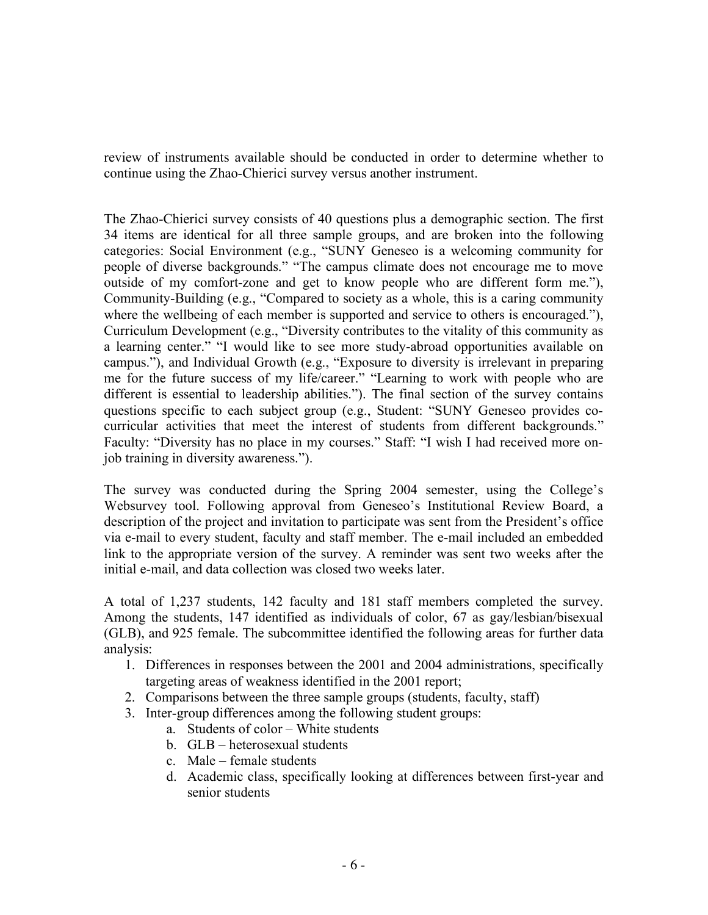review of instruments available should be conducted in order to determine whether to continue using the Zhao-Chierici survey versus another instrument.

The Zhao-Chierici survey consists of 40 questions plus a demographic section. The first 34 items are identical for all three sample groups, and are broken into the following categories: Social Environment (e.g., "SUNY Geneseo is a welcoming community for people of diverse backgrounds." "The campus climate does not encourage me to move outside of my comfort-zone and get to know people who are different form me."), Community-Building (e.g., "Compared to society as a whole, this is a caring community where the wellbeing of each member is supported and service to others is encouraged."), Curriculum Development (e.g., "Diversity contributes to the vitality of this community as a learning center." "I would like to see more study-abroad opportunities available on campus."), and Individual Growth (e.g., "Exposure to diversity is irrelevant in preparing me for the future success of my life/career." "Learning to work with people who are different is essential to leadership abilities."). The final section of the survey contains questions specific to each subject group (e.g., Student: "SUNY Geneseo provides co-curricular activities that meet the interest of students from different backgrounds." Faculty: "Diversity has no place in my courses." Staff: "I wish I had received more on-job training in diversity awareness.").

The survey was conducted during the Spring 2004 semester, using the College's Websurvey tool. Following approval from Geneseo's Institutional Review Board, a description of the project and invitation to participate was sent from the President's office via e-mail to every student, faculty and staff member. The e-mail included an embedded link to the appropriate version of the survey. A reminder was sent two weeks after the initial e-mail, and data collection was closed two weeks later.

A total of 1,237 students, 142 faculty and 181 staff members completed the survey. Among the students, 147 identified as individuals of color, 67 as gay/lesbian/bisexual (GLB), and 925 female. The subcommittee identified the following areas for further data analysis:

1. Differences in responses between the 2001 and 2004 administrations, specifically targeting areas of weakness identified in the 2001 report;
2. Comparisons between the three sample groups (students, faculty, staff)
3. Inter-group differences among the following student groups:
   a. Students of color – White students
   b. GLB – heterosexual students
   c. Male – female students
   d. Academic class, specifically looking at differences between first-year and senior students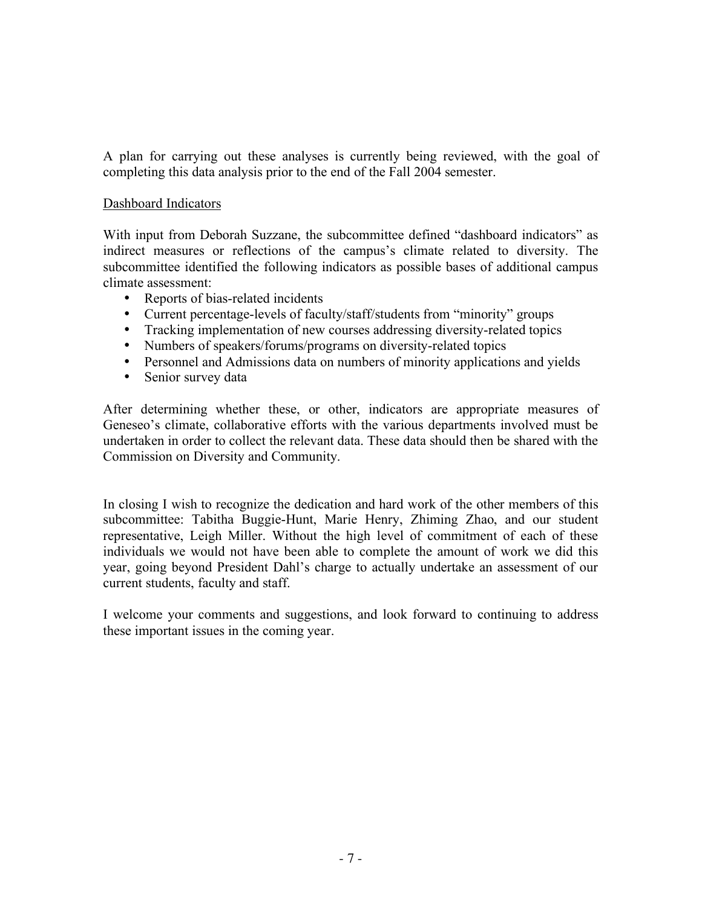A plan for carrying out these analyses is currently being reviewed, with the goal of completing this data analysis prior to the end of the Fall 2004 semester.

Dashboard Indicators

With input from Deborah Suzzane, the subcommittee defined "dashboard indicators" as indirect measures or reflections of the campus's climate related to diversity. The subcommittee identified the following indicators as possible bases of additional campus climate assessment:

- Reports of bias-related incidents
- Current percentage-levels of faculty/staff/students from "minority" groups
- Tracking implementation of new courses addressing diversity-related topics
- Numbers of speakers/forums/programs on diversity-related topics
- Personnel and Admissions data on numbers of minority applications and yields
- Senior survey data

After determining whether these, or other, indicators are appropriate measures of Geneseo's climate, collaborative efforts with the various departments involved must be undertaken in order to collect the relevant data. These data should then be shared with the Commission on Diversity and Community.

In closing I wish to recognize the dedication and hard work of the other members of this subcommittee: Tabitha Buggie-Hunt, Marie Henry, Zhiming Zhao, and our student representative, Leigh Miller. Without the high level of commitment of each of these individuals we would not have been able to complete the amount of work we did this year, going beyond President Dahl's charge to actually undertake an assessment of our current students, faculty and staff.

I welcome your comments and suggestions, and look forward to continuing to address these important issues in the coming year.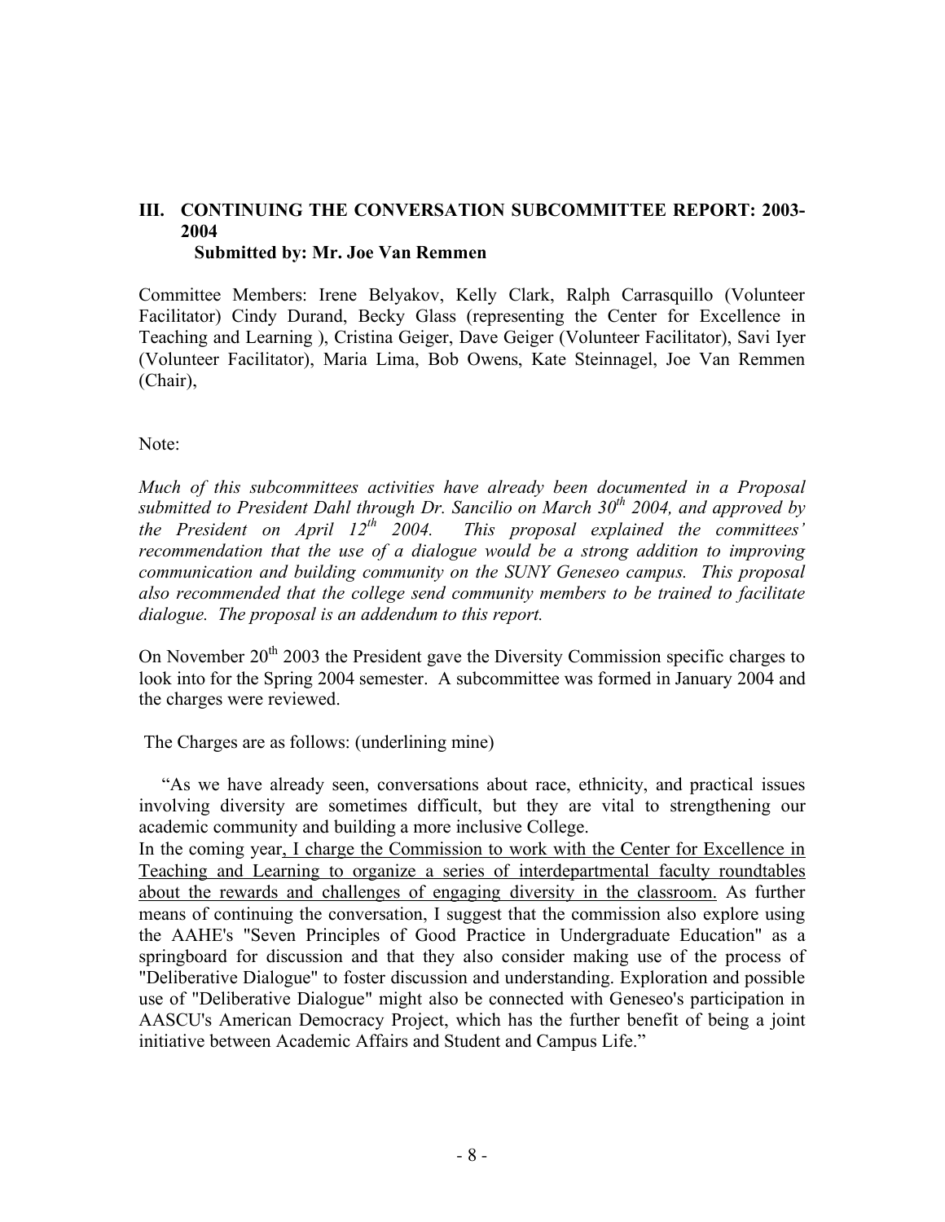## III. CONTINUING THE CONVERSATION SUBCOMMITTEE REPORT: 2003-2004

**Submitted by: Mr. Joe Van Remmen**

Committee Members: Irene Belyakov, Kelly Clark, Ralph Carrasquillo (Volunteer Facilitator) Cindy Durand, Becky Glass (representing the Center for Excellence in Teaching and Learning ), Cristina Geiger, Dave Geiger (Volunteer Facilitator), Savi Iyer (Volunteer Facilitator), Maria Lima, Bob Owens, Kate Steinnagel, Joe Van Remmen (Chair),

Note:

*Much of this subcommittees activities have already been documented in a Proposal submitted to President Dahl through Dr. Sancilio on March 30th 2004, and approved by the President on April 12th 2004. This proposal explained the committees' recommendation that the use of a dialogue would be a strong addition to improving communication and building community on the SUNY Geneseo campus. This proposal also recommended that the college send community members to be trained to facilitate dialogue. The proposal is an addendum to this report.*

On November 20th 2003 the President gave the Diversity Commission specific charges to look into for the Spring 2004 semester. A subcommittee was formed in January 2004 and the charges were reviewed.

The Charges are as follows: (underlining mine)

"As we have already seen, conversations about race, ethnicity, and practical issues involving diversity are sometimes difficult, but they are vital to strengthening our academic community and building a more inclusive College.
In the coming year, <u>I charge the Commission to work with the Center for Excellence in Teaching and Learning to organize a series of interdepartmental faculty roundtables about the rewards and challenges of engaging diversity in the classroom.</u> As further means of continuing the conversation, I suggest that the commission also explore using the AAHE's "Seven Principles of Good Practice in Undergraduate Education" as a springboard for discussion and that they also consider making use of the process of "Deliberative Dialogue" to foster discussion and understanding. Exploration and possible use of "Deliberative Dialogue" might also be connected with Geneseo's participation in AASCU's American Democracy Project, which has the further benefit of being a joint initiative between Academic Affairs and Student and Campus Life."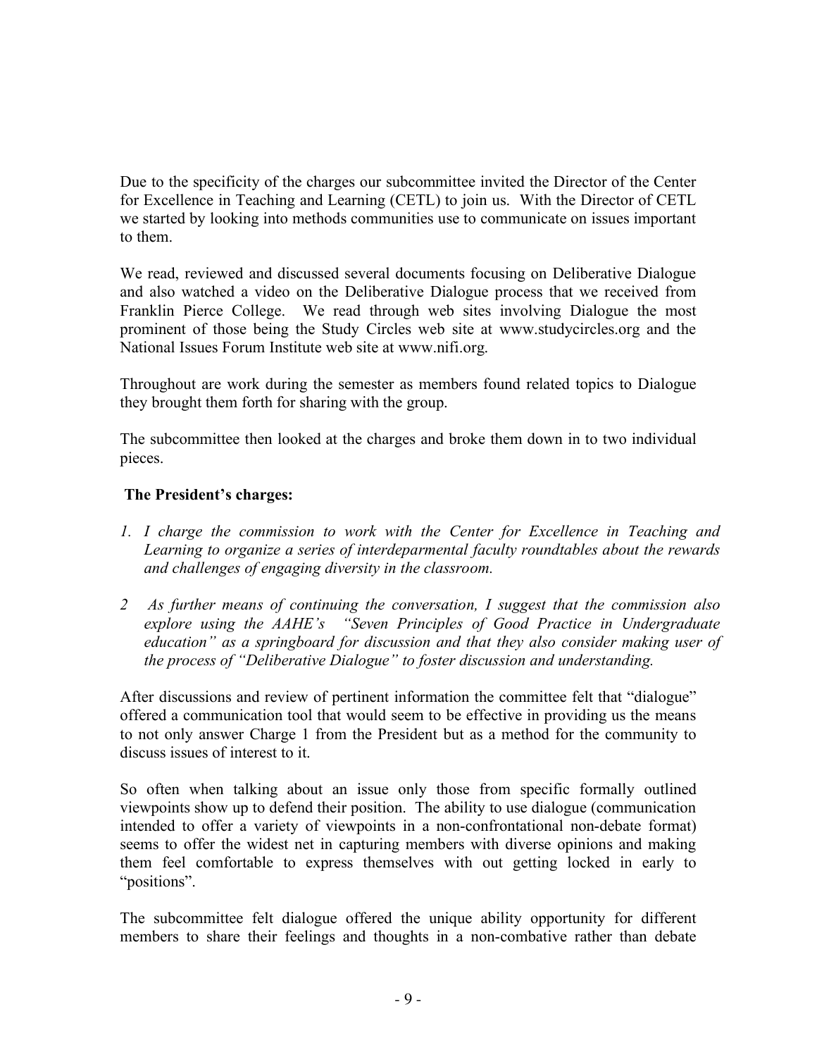Due to the specificity of the charges our subcommittee invited the Director of the Center for Excellence in Teaching and Learning (CETL) to join us. With the Director of CETL we started by looking into methods communities use to communicate on issues important to them.

We read, reviewed and discussed several documents focusing on Deliberative Dialogue and also watched a video on the Deliberative Dialogue process that we received from Franklin Pierce College. We read through web sites involving Dialogue the most prominent of those being the Study Circles web site at www.studycircles.org and the National Issues Forum Institute web site at www.nifi.org.

Throughout are work during the semester as members found related topics to Dialogue they brought them forth for sharing with the group.

The subcommittee then looked at the charges and broke them down in to two individual pieces.

**The President's charges:**

1. *I charge the commission to work with the Center for Excellence in Teaching and Learning to organize a series of interdeparmental faculty roundtables about the rewards and challenges of engaging diversity in the classroom.*

2. *As further means of continuing the conversation, I suggest that the commission also explore using the AAHE's "Seven Principles of Good Practice in Undergraduate education" as a springboard for discussion and that they also consider making user of the process of "Deliberative Dialogue" to foster discussion and understanding.*

After discussions and review of pertinent information the committee felt that "dialogue" offered a communication tool that would seem to be effective in providing us the means to not only answer Charge 1 from the President but as a method for the community to discuss issues of interest to it.

So often when talking about an issue only those from specific formally outlined viewpoints show up to defend their position. The ability to use dialogue (communication intended to offer a variety of viewpoints in a non-confrontational non-debate format) seems to offer the widest net in capturing members with diverse opinions and making them feel comfortable to express themselves with out getting locked in early to "positions".

The subcommittee felt dialogue offered the unique ability opportunity for different members to share their feelings and thoughts in a non-combative rather than debate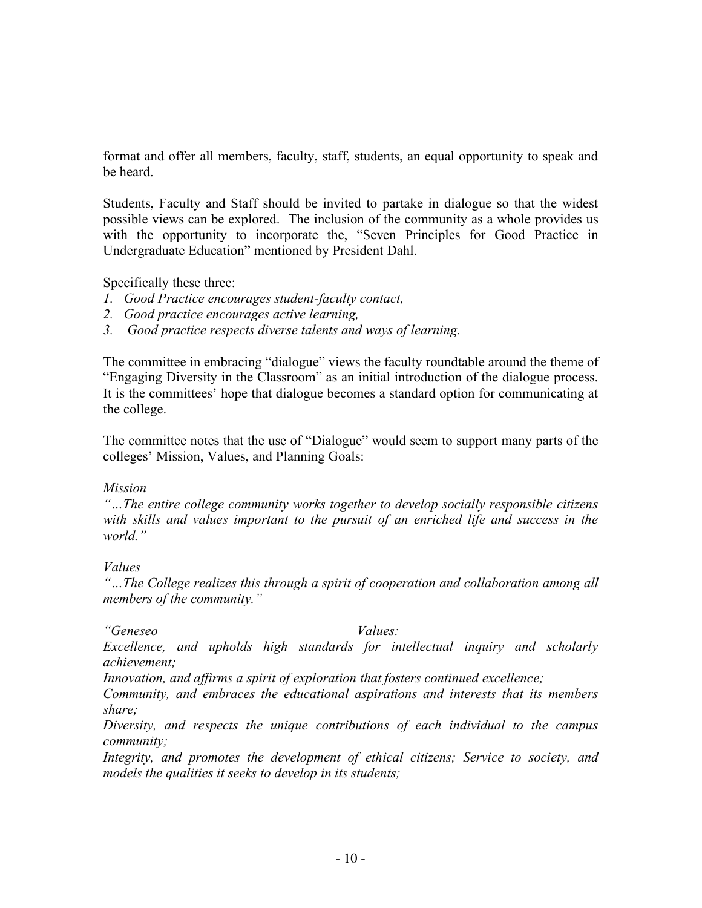format and offer all members, faculty, staff, students, an equal opportunity to speak and be heard.

Students, Faculty and Staff should be invited to partake in dialogue so that the widest possible views can be explored. The inclusion of the community as a whole provides us with the opportunity to incorporate the, "Seven Principles for Good Practice in Undergraduate Education" mentioned by President Dahl.

Specifically these three:

1. *Good Practice encourages student-faculty contact,*
2. *Good practice encourages active learning,*
3. *Good practice respects diverse talents and ways of learning.*

The committee in embracing "dialogue" views the faculty roundtable around the theme of "Engaging Diversity in the Classroom" as an initial introduction of the dialogue process. It is the committees' hope that dialogue becomes a standard option for communicating at the college.

The committee notes that the use of "Dialogue" would seem to support many parts of the colleges' Mission, Values, and Planning Goals:

*Mission*

*"…The entire college community works together to develop socially responsible citizens with skills and values important to the pursuit of an enriched life and success in the world."*

*Values*

*"…The College realizes this through a spirit of cooperation and collaboration among all members of the community."*

*"Geneseo Values:*

*Excellence, and upholds high standards for intellectual inquiry and scholarly achievement;*

*Innovation, and affirms a spirit of exploration that fosters continued excellence;*

*Community, and embraces the educational aspirations and interests that its members share;*

*Diversity, and respects the unique contributions of each individual to the campus community;*

*Integrity, and promotes the development of ethical citizens; Service to society, and models the qualities it seeks to develop in its students;*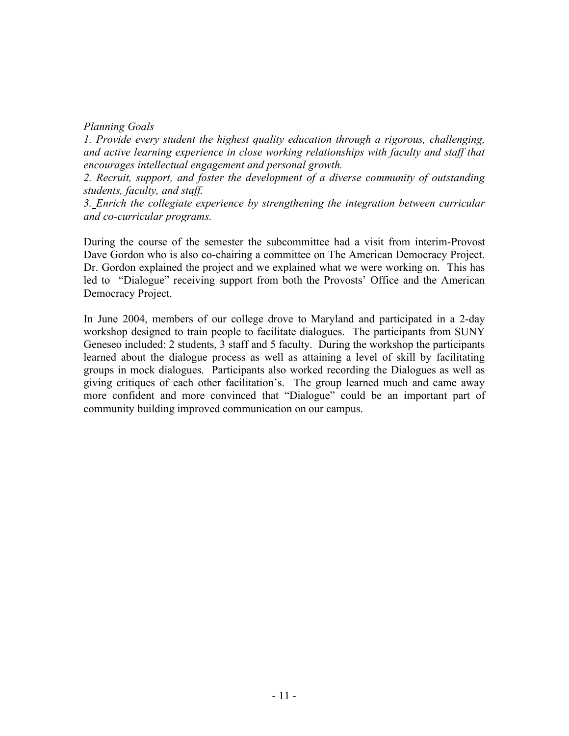*Planning Goals*

*1. Provide every student the highest quality education through a rigorous, challenging, and active learning experience in close working relationships with faculty and staff that encourages intellectual engagement and personal growth.*

*2. Recruit, support, and foster the development of a diverse community of outstanding students, faculty, and staff.*

*3. Enrich the collegiate experience by strengthening the integration between curricular and co-curricular programs.*

During the course of the semester the subcommittee had a visit from interim-Provost Dave Gordon who is also co-chairing a committee on The American Democracy Project. Dr. Gordon explained the project and we explained what we were working on. This has led to "Dialogue" receiving support from both the Provosts' Office and the American Democracy Project.

In June 2004, members of our college drove to Maryland and participated in a 2-day workshop designed to train people to facilitate dialogues. The participants from SUNY Geneseo included: 2 students, 3 staff and 5 faculty. During the workshop the participants learned about the dialogue process as well as attaining a level of skill by facilitating groups in mock dialogues. Participants also worked recording the Dialogues as well as giving critiques of each other facilitation's. The group learned much and came away more confident and more convinced that "Dialogue" could be an important part of community building improved communication on our campus.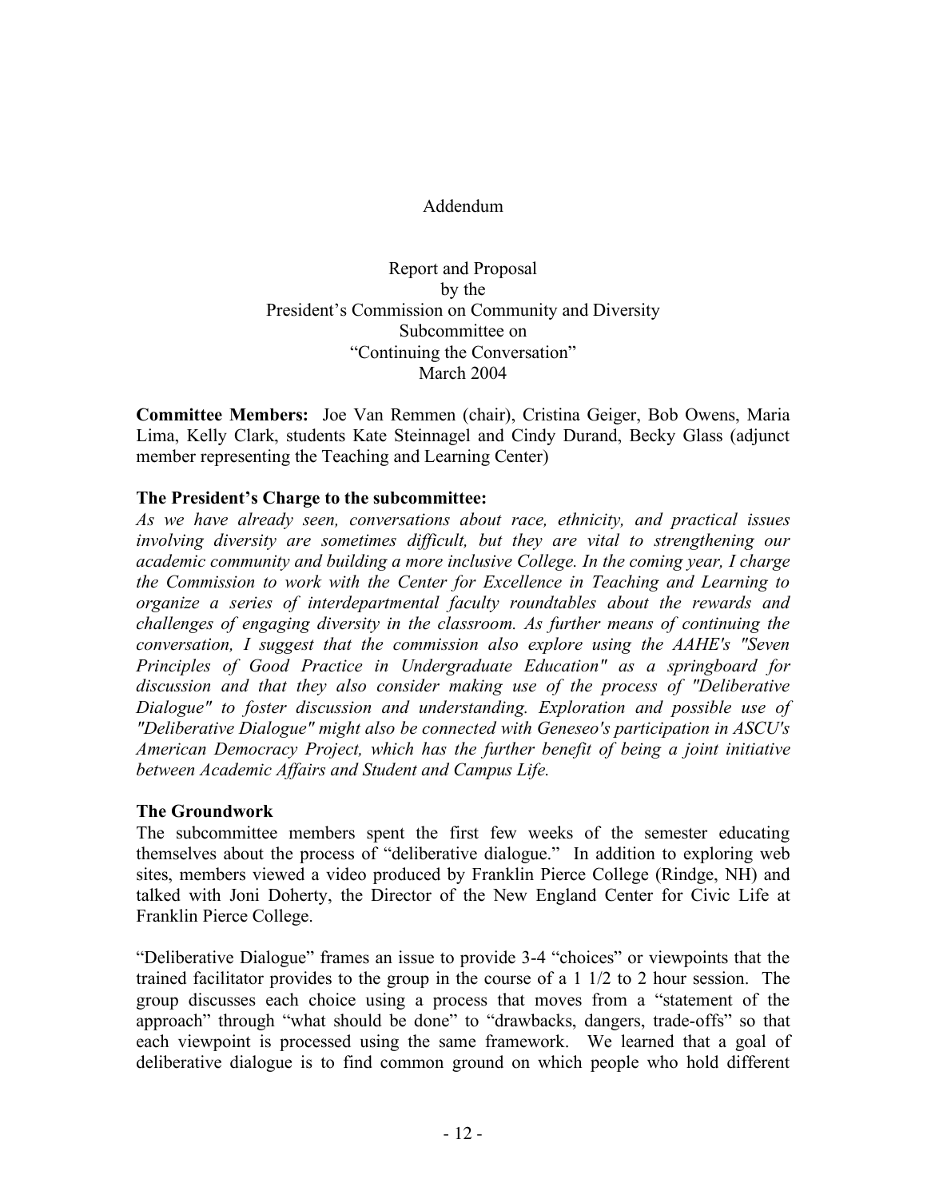Addendum

Report and Proposal
by the
President's Commission on Community and Diversity
Subcommittee on
"Continuing the Conversation"
March 2004

**Committee Members:** Joe Van Remmen (chair), Cristina Geiger, Bob Owens, Maria Lima, Kelly Clark, students Kate Steinnagel and Cindy Durand, Becky Glass (adjunct member representing the Teaching and Learning Center)

**The President's Charge to the subcommittee:**

*As we have already seen, conversations about race, ethnicity, and practical issues involving diversity are sometimes difficult, but they are vital to strengthening our academic community and building a more inclusive College. In the coming year, I charge the Commission to work with the Center for Excellence in Teaching and Learning to organize a series of interdepartmental faculty roundtables about the rewards and challenges of engaging diversity in the classroom. As further means of continuing the conversation, I suggest that the commission also explore using the AAHE's "Seven Principles of Good Practice in Undergraduate Education" as a springboard for discussion and that they also consider making use of the process of "Deliberative Dialogue" to foster discussion and understanding. Exploration and possible use of "Deliberative Dialogue" might also be connected with Geneseo's participation in ASCU's American Democracy Project, which has the further benefit of being a joint initiative between Academic Affairs and Student and Campus Life.*

**The Groundwork**

The subcommittee members spent the first few weeks of the semester educating themselves about the process of "deliberative dialogue." In addition to exploring web sites, members viewed a video produced by Franklin Pierce College (Rindge, NH) and talked with Joni Doherty, the Director of the New England Center for Civic Life at Franklin Pierce College.

"Deliberative Dialogue" frames an issue to provide 3-4 "choices" or viewpoints that the trained facilitator provides to the group in the course of a 1 1/2 to 2 hour session. The group discusses each choice using a process that moves from a "statement of the approach" through "what should be done" to "drawbacks, dangers, trade-offs" so that each viewpoint is processed using the same framework. We learned that a goal of deliberative dialogue is to find common ground on which people who hold different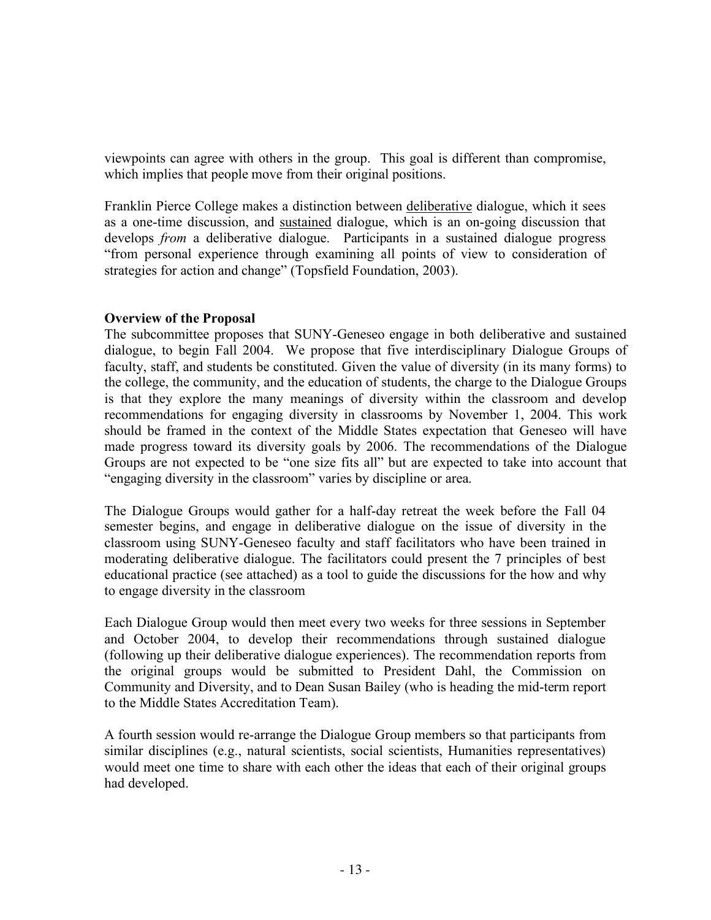viewpoints can agree with others in the group. This goal is different than compromise, which implies that people move from their original positions.

Franklin Pierce College makes a distinction between <u>deliberative</u> dialogue, which it sees as a one-time discussion, and <u>sustained</u> dialogue, which is an on-going discussion that develops *from* a deliberative dialogue. Participants in a sustained dialogue progress "from personal experience through examining all points of view to consideration of strategies for action and change" (Topsfield Foundation, 2003).

**Overview of the Proposal**

The subcommittee proposes that SUNY-Geneseo engage in both deliberative and sustained dialogue, to begin Fall 2004. We propose that five interdisciplinary Dialogue Groups of faculty, staff, and students be constituted. Given the value of diversity (in its many forms) to the college, the community, and the education of students, the charge to the Dialogue Groups is that they explore the many meanings of diversity within the classroom and develop recommendations for engaging diversity in classrooms by November 1, 2004. This work should be framed in the context of the Middle States expectation that Geneseo will have made progress toward its diversity goals by 2006. The recommendations of the Dialogue Groups are not expected to be "one size fits all" but are expected to take into account that "engaging diversity in the classroom" varies by discipline or area.

The Dialogue Groups would gather for a half-day retreat the week before the Fall 04 semester begins, and engage in deliberative dialogue on the issue of diversity in the classroom using SUNY-Geneseo faculty and staff facilitators who have been trained in moderating deliberative dialogue. The facilitators could present the 7 principles of best educational practice (see attached) as a tool to guide the discussions for the how and why to engage diversity in the classroom

Each Dialogue Group would then meet every two weeks for three sessions in September and October 2004, to develop their recommendations through sustained dialogue (following up their deliberative dialogue experiences). The recommendation reports from the original groups would be submitted to President Dahl, the Commission on Community and Diversity, and to Dean Susan Bailey (who is heading the mid-term report to the Middle States Accreditation Team).

A fourth session would re-arrange the Dialogue Group members so that participants from similar disciplines (e.g., natural scientists, social scientists, Humanities representatives) would meet one time to share with each other the ideas that each of their original groups had developed.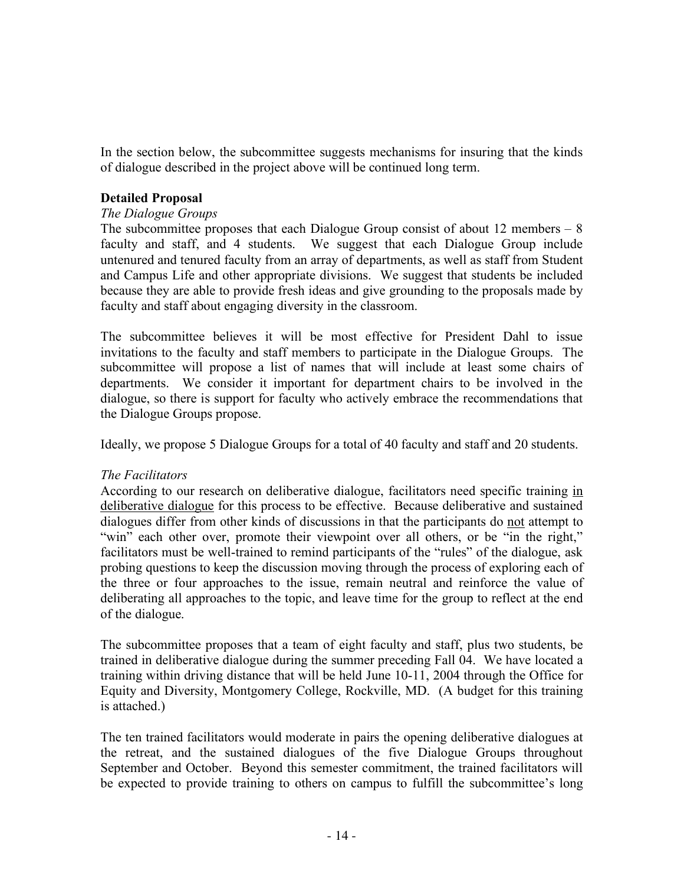In the section below, the subcommittee suggests mechanisms for insuring that the kinds of dialogue described in the project above will be continued long term.

**Detailed Proposal**

*The Dialogue Groups*

The subcommittee proposes that each Dialogue Group consist of about 12 members – 8 faculty and staff, and 4 students. We suggest that each Dialogue Group include untenured and tenured faculty from an array of departments, as well as staff from Student and Campus Life and other appropriate divisions. We suggest that students be included because they are able to provide fresh ideas and give grounding to the proposals made by faculty and staff about engaging diversity in the classroom.

The subcommittee believes it will be most effective for President Dahl to issue invitations to the faculty and staff members to participate in the Dialogue Groups. The subcommittee will propose a list of names that will include at least some chairs of departments. We consider it important for department chairs to be involved in the dialogue, so there is support for faculty who actively embrace the recommendations that the Dialogue Groups propose.

Ideally, we propose 5 Dialogue Groups for a total of 40 faculty and staff and 20 students.

*The Facilitators*

According to our research on deliberative dialogue, facilitators need specific training <u>in deliberative dialogue</u> for this process to be effective. Because deliberative and sustained dialogues differ from other kinds of discussions in that the participants do <u>not</u> attempt to "win" each other over, promote their viewpoint over all others, or be "in the right," facilitators must be well-trained to remind participants of the "rules" of the dialogue, ask probing questions to keep the discussion moving through the process of exploring each of the three or four approaches to the issue, remain neutral and reinforce the value of deliberating all approaches to the topic, and leave time for the group to reflect at the end of the dialogue.

The subcommittee proposes that a team of eight faculty and staff, plus two students, be trained in deliberative dialogue during the summer preceding Fall 04. We have located a training within driving distance that will be held June 10-11, 2004 through the Office for Equity and Diversity, Montgomery College, Rockville, MD. (A budget for this training is attached.)

The ten trained facilitators would moderate in pairs the opening deliberative dialogues at the retreat, and the sustained dialogues of the five Dialogue Groups throughout September and October. Beyond this semester commitment, the trained facilitators will be expected to provide training to others on campus to fulfill the subcommittee's long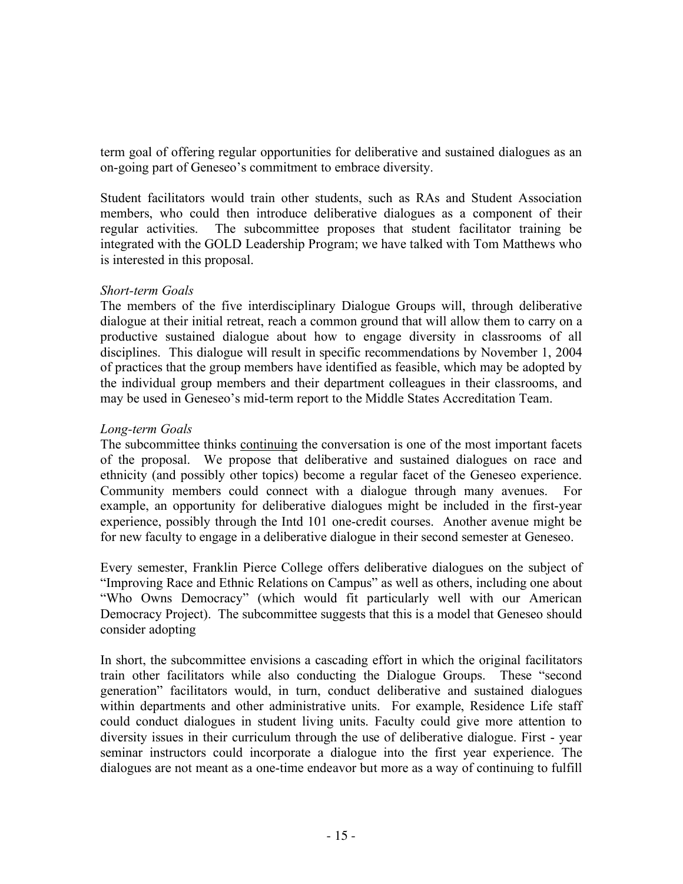term goal of offering regular opportunities for deliberative and sustained dialogues as an on-going part of Geneseo's commitment to embrace diversity.

Student facilitators would train other students, such as RAs and Student Association members, who could then introduce deliberative dialogues as a component of their regular activities. The subcommittee proposes that student facilitator training be integrated with the GOLD Leadership Program; we have talked with Tom Matthews who is interested in this proposal.

*Short-term Goals*

The members of the five interdisciplinary Dialogue Groups will, through deliberative dialogue at their initial retreat, reach a common ground that will allow them to carry on a productive sustained dialogue about how to engage diversity in classrooms of all disciplines. This dialogue will result in specific recommendations by November 1, 2004 of practices that the group members have identified as feasible, which may be adopted by the individual group members and their department colleagues in their classrooms, and may be used in Geneseo's mid-term report to the Middle States Accreditation Team.

*Long-term Goals*

The subcommittee thinks <u>continuing</u> the conversation is one of the most important facets of the proposal. We propose that deliberative and sustained dialogues on race and ethnicity (and possibly other topics) become a regular facet of the Geneseo experience. Community members could connect with a dialogue through many avenues. For example, an opportunity for deliberative dialogues might be included in the first-year experience, possibly through the Intd 101 one-credit courses. Another avenue might be for new faculty to engage in a deliberative dialogue in their second semester at Geneseo.

Every semester, Franklin Pierce College offers deliberative dialogues on the subject of "Improving Race and Ethnic Relations on Campus" as well as others, including one about "Who Owns Democracy" (which would fit particularly well with our American Democracy Project). The subcommittee suggests that this is a model that Geneseo should consider adopting

In short, the subcommittee envisions a cascading effort in which the original facilitators train other facilitators while also conducting the Dialogue Groups. These "second generation" facilitators would, in turn, conduct deliberative and sustained dialogues within departments and other administrative units. For example, Residence Life staff could conduct dialogues in student living units. Faculty could give more attention to diversity issues in their curriculum through the use of deliberative dialogue. First - year seminar instructors could incorporate a dialogue into the first year experience. The dialogues are not meant as a one-time endeavor but more as a way of continuing to fulfill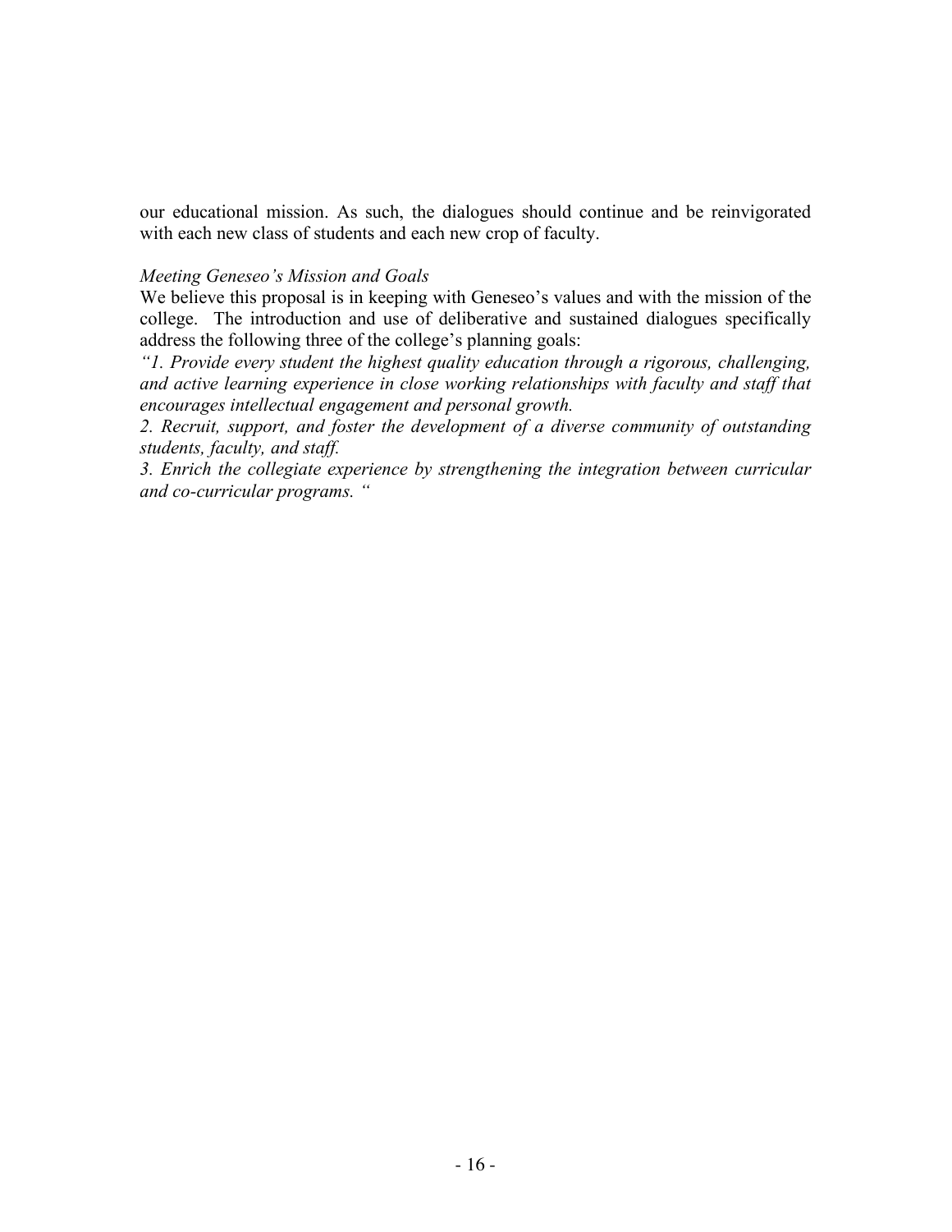our educational mission. As such, the dialogues should continue and be reinvigorated with each new class of students and each new crop of faculty.

*Meeting Geneseo's Mission and Goals*

We believe this proposal is in keeping with Geneseo's values and with the mission of the college. The introduction and use of deliberative and sustained dialogues specifically address the following three of the college's planning goals:

*"1. Provide every student the highest quality education through a rigorous, challenging, and active learning experience in close working relationships with faculty and staff that encourages intellectual engagement and personal growth.*

*2. Recruit, support, and foster the development of a diverse community of outstanding students, faculty, and staff.*

*3. Enrich the collegiate experience by strengthening the integration between curricular and co-curricular programs. "*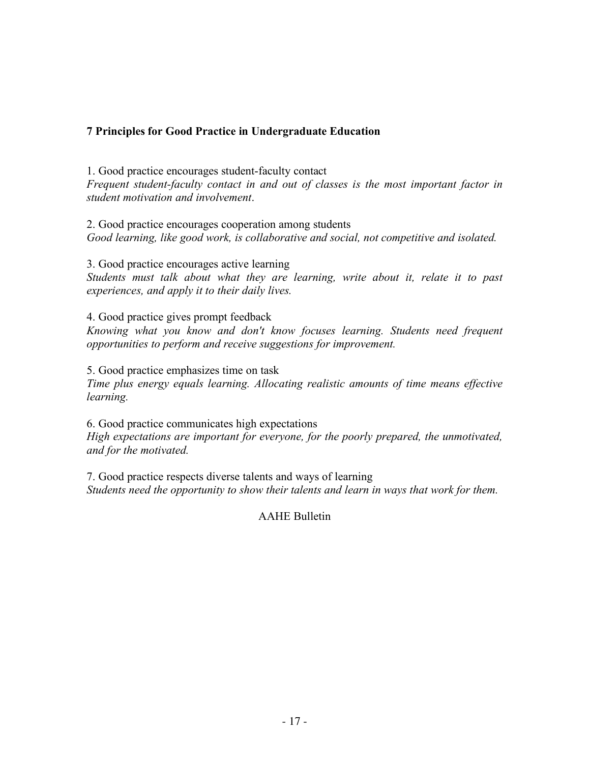**7 Principles for Good Practice in Undergraduate Education**

1. Good practice encourages student-faculty contact
*Frequent student-faculty contact in and out of classes is the most important factor in student motivation and involvement*.

2. Good practice encourages cooperation among students
*Good learning, like good work, is collaborative and social, not competitive and isolated.*

3. Good practice encourages active learning
*Students must talk about what they are learning, write about it, relate it to past experiences, and apply it to their daily lives.*

4. Good practice gives prompt feedback
*Knowing what you know and don't know focuses learning. Students need frequent opportunities to perform and receive suggestions for improvement.*

5. Good practice emphasizes time on task
*Time plus energy equals learning. Allocating realistic amounts of time means effective learning.*

6. Good practice communicates high expectations
*High expectations are important for everyone, for the poorly prepared, the unmotivated, and for the motivated.*

7. Good practice respects diverse talents and ways of learning
*Students need the opportunity to show their talents and learn in ways that work for them.*

AAHE Bulletin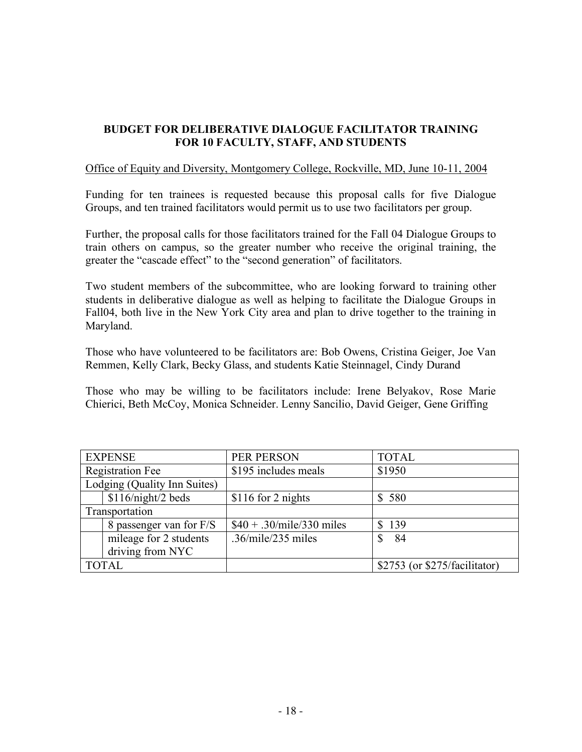**BUDGET FOR DELIBERATIVE DIALOGUE FACILITATOR TRAINING FOR 10 FACULTY, STAFF, AND STUDENTS**

Office of Equity and Diversity, Montgomery College, Rockville, MD, June 10-11, 2004

Funding for ten trainees is requested because this proposal calls for five Dialogue Groups, and ten trained facilitators would permit us to use two facilitators per group.

Further, the proposal calls for those facilitators trained for the Fall 04 Dialogue Groups to train others on campus, so the greater number who receive the original training, the greater the "cascade effect" to the "second generation" of facilitators.

Two student members of the subcommittee, who are looking forward to training other students in deliberative dialogue as well as helping to facilitate the Dialogue Groups in Fall04, both live in the New York City area and plan to drive together to the training in Maryland.

Those who have volunteered to be facilitators are: Bob Owens, Cristina Geiger, Joe Van Remmen, Kelly Clark, Becky Glass, and students Katie Steinnagel, Cindy Durand

Those who may be willing to be facilitators include: Irene Belyakov, Rose Marie Chierici, Beth McCoy, Monica Schneider. Lenny Sancilio, David Geiger, Gene Griffing

| EXPENSE | | PER PERSON | TOTAL |
|---|---|---|---|
| Registration Fee | | $195 includes meals | $1950 |
| Lodging (Quality Inn Suites) | | | |
| | $116/night/2 beds | $116 for 2 nights | $ 580 |
| Transportation | | | |
| | 8 passenger van for F/S | $40 + .30/mile/330 miles | $ 139 |
| | mileage for 2 students driving from NYC | .36/mile/235 miles | $ 84 |
| TOTAL | | | $2753 (or $275/facilitator) |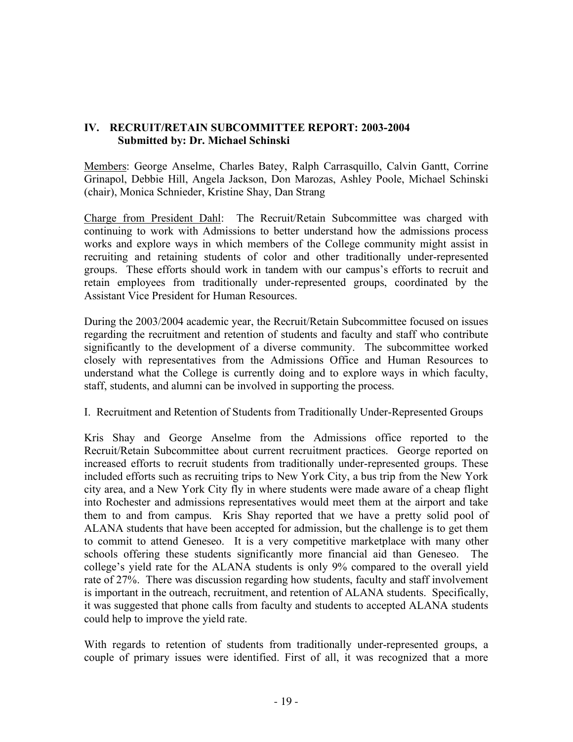## IV. RECRUIT/RETAIN SUBCOMMITTEE REPORT: 2003-2004
**Submitted by: Dr. Michael Schinski**

Members: George Anselme, Charles Batey, Ralph Carrasquillo, Calvin Gantt, Corrine Grinapol, Debbie Hill, Angela Jackson, Don Marozas, Ashley Poole, Michael Schinski (chair), Monica Schnieder, Kristine Shay, Dan Strang

Charge from President Dahl: The Recruit/Retain Subcommittee was charged with continuing to work with Admissions to better understand how the admissions process works and explore ways in which members of the College community might assist in recruiting and retaining students of color and other traditionally under-represented groups. These efforts should work in tandem with our campus's efforts to recruit and retain employees from traditionally under-represented groups, coordinated by the Assistant Vice President for Human Resources.

During the 2003/2004 academic year, the Recruit/Retain Subcommittee focused on issues regarding the recruitment and retention of students and faculty and staff who contribute significantly to the development of a diverse community. The subcommittee worked closely with representatives from the Admissions Office and Human Resources to understand what the College is currently doing and to explore ways in which faculty, staff, students, and alumni can be involved in supporting the process.

I. Recruitment and Retention of Students from Traditionally Under-Represented Groups

Kris Shay and George Anselme from the Admissions office reported to the Recruit/Retain Subcommittee about current recruitment practices. George reported on increased efforts to recruit students from traditionally under-represented groups. These included efforts such as recruiting trips to New York City, a bus trip from the New York city area, and a New York City fly in where students were made aware of a cheap flight into Rochester and admissions representatives would meet them at the airport and take them to and from campus. Kris Shay reported that we have a pretty solid pool of ALANA students that have been accepted for admission, but the challenge is to get them to commit to attend Geneseo. It is a very competitive marketplace with many other schools offering these students significantly more financial aid than Geneseo. The college's yield rate for the ALANA students is only 9% compared to the overall yield rate of 27%. There was discussion regarding how students, faculty and staff involvement is important in the outreach, recruitment, and retention of ALANA students. Specifically, it was suggested that phone calls from faculty and students to accepted ALANA students could help to improve the yield rate.

With regards to retention of students from traditionally under-represented groups, a couple of primary issues were identified. First of all, it was recognized that a more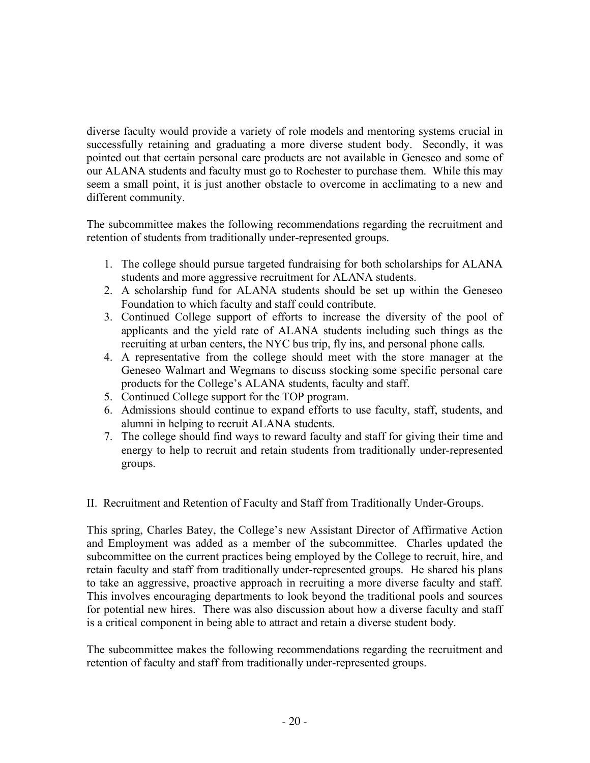diverse faculty would provide a variety of role models and mentoring systems crucial in successfully retaining and graduating a more diverse student body. Secondly, it was pointed out that certain personal care products are not available in Geneseo and some of our ALANA students and faculty must go to Rochester to purchase them. While this may seem a small point, it is just another obstacle to overcome in acclimating to a new and different community.

The subcommittee makes the following recommendations regarding the recruitment and retention of students from traditionally under-represented groups.

1. The college should pursue targeted fundraising for both scholarships for ALANA students and more aggressive recruitment for ALANA students.
2. A scholarship fund for ALANA students should be set up within the Geneseo Foundation to which faculty and staff could contribute.
3. Continued College support of efforts to increase the diversity of the pool of applicants and the yield rate of ALANA students including such things as the recruiting at urban centers, the NYC bus trip, fly ins, and personal phone calls.
4. A representative from the college should meet with the store manager at the Geneseo Walmart and Wegmans to discuss stocking some specific personal care products for the College's ALANA students, faculty and staff.
5. Continued College support for the TOP program.
6. Admissions should continue to expand efforts to use faculty, staff, students, and alumni in helping to recruit ALANA students.
7. The college should find ways to reward faculty and staff for giving their time and energy to help to recruit and retain students from traditionally under-represented groups.

II. Recruitment and Retention of Faculty and Staff from Traditionally Under-Groups.

This spring, Charles Batey, the College's new Assistant Director of Affirmative Action and Employment was added as a member of the subcommittee. Charles updated the subcommittee on the current practices being employed by the College to recruit, hire, and retain faculty and staff from traditionally under-represented groups. He shared his plans to take an aggressive, proactive approach in recruiting a more diverse faculty and staff. This involves encouraging departments to look beyond the traditional pools and sources for potential new hires. There was also discussion about how a diverse faculty and staff is a critical component in being able to attract and retain a diverse student body.

The subcommittee makes the following recommendations regarding the recruitment and retention of faculty and staff from traditionally under-represented groups.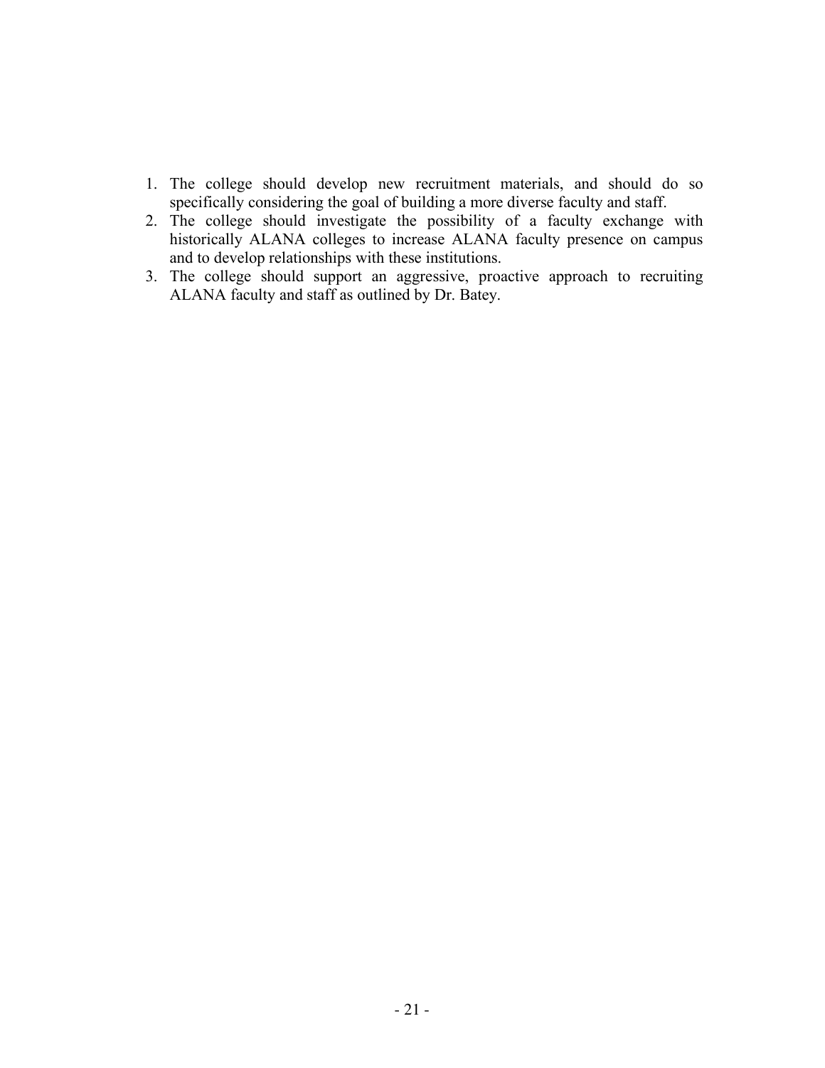1. The college should develop new recruitment materials, and should do so specifically considering the goal of building a more diverse faculty and staff.
2. The college should investigate the possibility of a faculty exchange with historically ALANA colleges to increase ALANA faculty presence on campus and to develop relationships with these institutions.
3. The college should support an aggressive, proactive approach to recruiting ALANA faculty and staff as outlined by Dr. Batey.